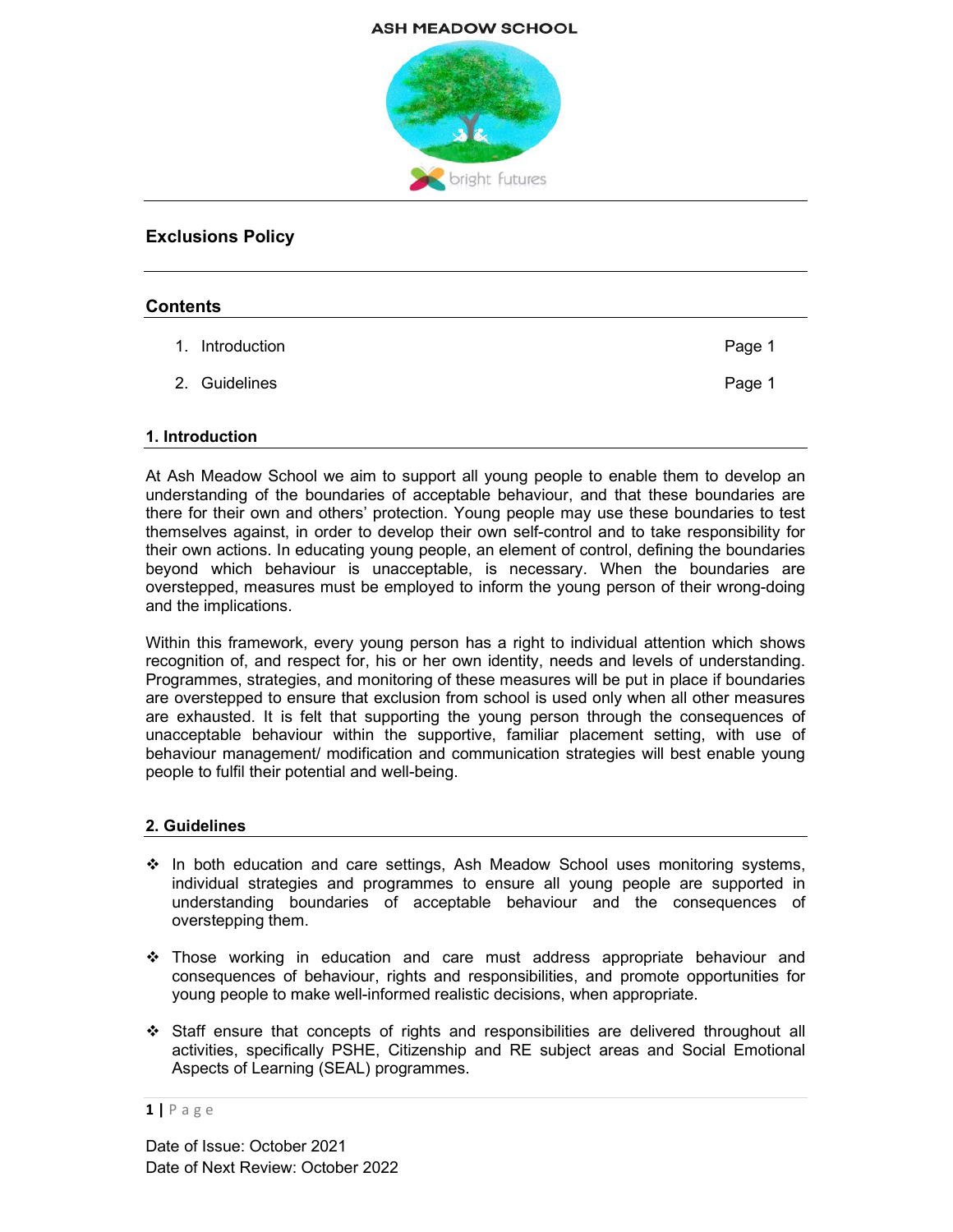ASH MEADOW SCHOOL

bright futures

# Exclusions Policy

## Contents

| | |
|---|---|
| 1. Introduction | Page 1 |
| 2. Guidelines | Page 1 |

## 1. Introduction

At Ash Meadow School we aim to support all young people to enable them to develop an understanding of the boundaries of acceptable behaviour, and that these boundaries are there for their own and others' protection. Young people may use these boundaries to test themselves against, in order to develop their own self-control and to take responsibility for their own actions. In educating young people, an element of control, defining the boundaries beyond which behaviour is unacceptable, is necessary. When the boundaries are overstepped, measures must be employed to inform the young person of their wrong-doing and the implications.

Within this framework, every young person has a right to individual attention which shows recognition of, and respect for, his or her own identity, needs and levels of understanding. Programmes, strategies, and monitoring of these measures will be put in place if boundaries are overstepped to ensure that exclusion from school is used only when all other measures are exhausted. It is felt that supporting the young person through the consequences of unacceptable behaviour within the supportive, familiar placement setting, with use of behaviour management/ modification and communication strategies will best enable young people to fulfil their potential and well-being.

## 2. Guidelines

- In both education and care settings, Ash Meadow School uses monitoring systems, individual strategies and programmes to ensure all young people are supported in understanding boundaries of acceptable behaviour and the consequences of overstepping them.
- Those working in education and care must address appropriate behaviour and consequences of behaviour, rights and responsibilities, and promote opportunities for young people to make well-informed realistic decisions, when appropriate.
- Staff ensure that concepts of rights and responsibilities are delivered throughout all activities, specifically PSHE, Citizenship and RE subject areas and Social Emotional Aspects of Learning (SEAL) programmes.

Date of Issue: October 2021
Date of Next Review: October 2022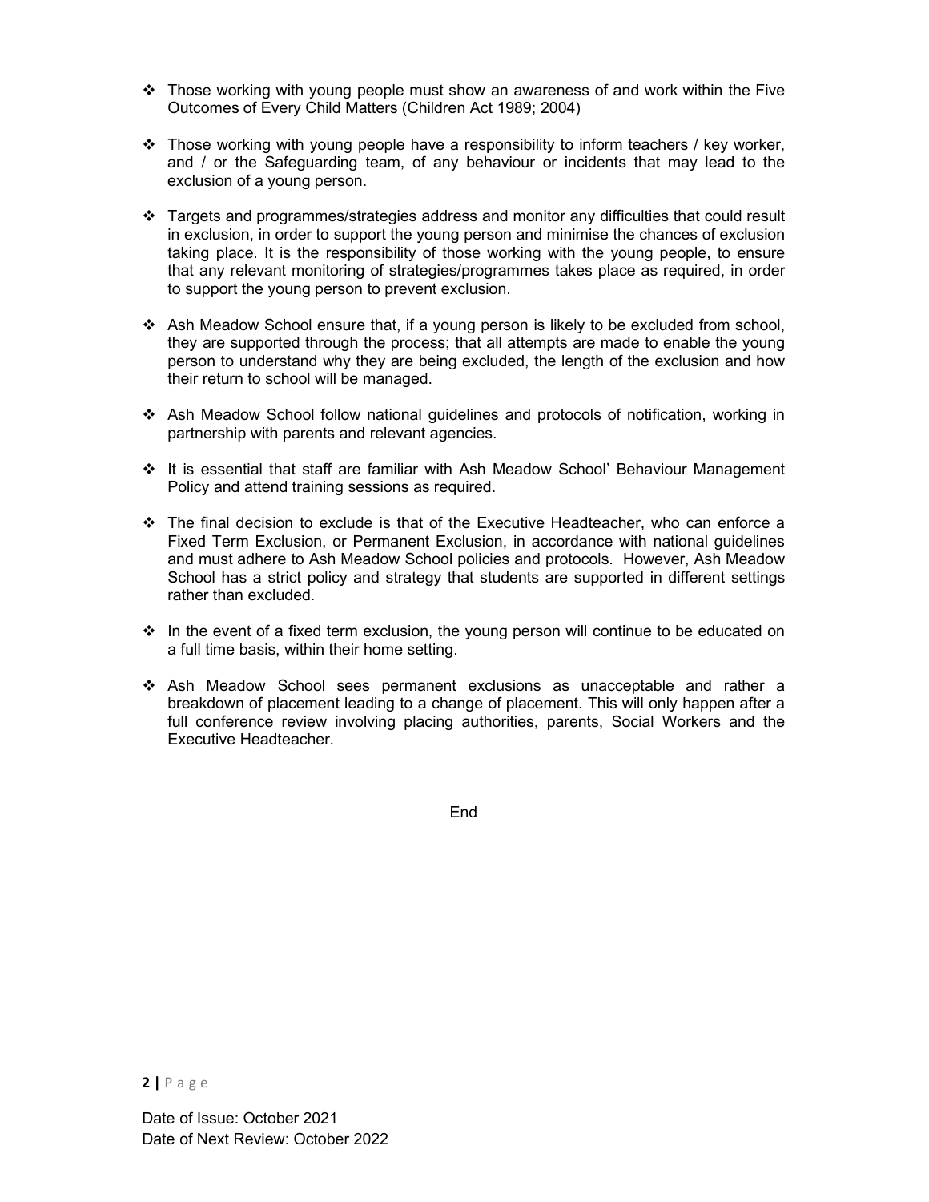- Those working with young people must show an awareness of and work within the Five Outcomes of Every Child Matters (Children Act 1989; 2004)

- Those working with young people have a responsibility to inform teachers / key worker, and / or the Safeguarding team, of any behaviour or incidents that may lead to the exclusion of a young person.

- Targets and programmes/strategies address and monitor any difficulties that could result in exclusion, in order to support the young person and minimise the chances of exclusion taking place. It is the responsibility of those working with the young people, to ensure that any relevant monitoring of strategies/programmes takes place as required, in order to support the young person to prevent exclusion.

- Ash Meadow School ensure that, if a young person is likely to be excluded from school, they are supported through the process; that all attempts are made to enable the young person to understand why they are being excluded, the length of the exclusion and how their return to school will be managed.

- Ash Meadow School follow national guidelines and protocols of notification, working in partnership with parents and relevant agencies.

- It is essential that staff are familiar with Ash Meadow School' Behaviour Management Policy and attend training sessions as required.

- The final decision to exclude is that of the Executive Headteacher, who can enforce a Fixed Term Exclusion, or Permanent Exclusion, in accordance with national guidelines and must adhere to Ash Meadow School policies and protocols. However, Ash Meadow School has a strict policy and strategy that students are supported in different settings rather than excluded.

- In the event of a fixed term exclusion, the young person will continue to be educated on a full time basis, within their home setting.

- Ash Meadow School sees permanent exclusions as unacceptable and rather a breakdown of placement leading to a change of placement. This will only happen after a full conference review involving placing authorities, parents, Social Workers and the Executive Headteacher.

End

Date of Issue: October 2021
Date of Next Review: October 2022